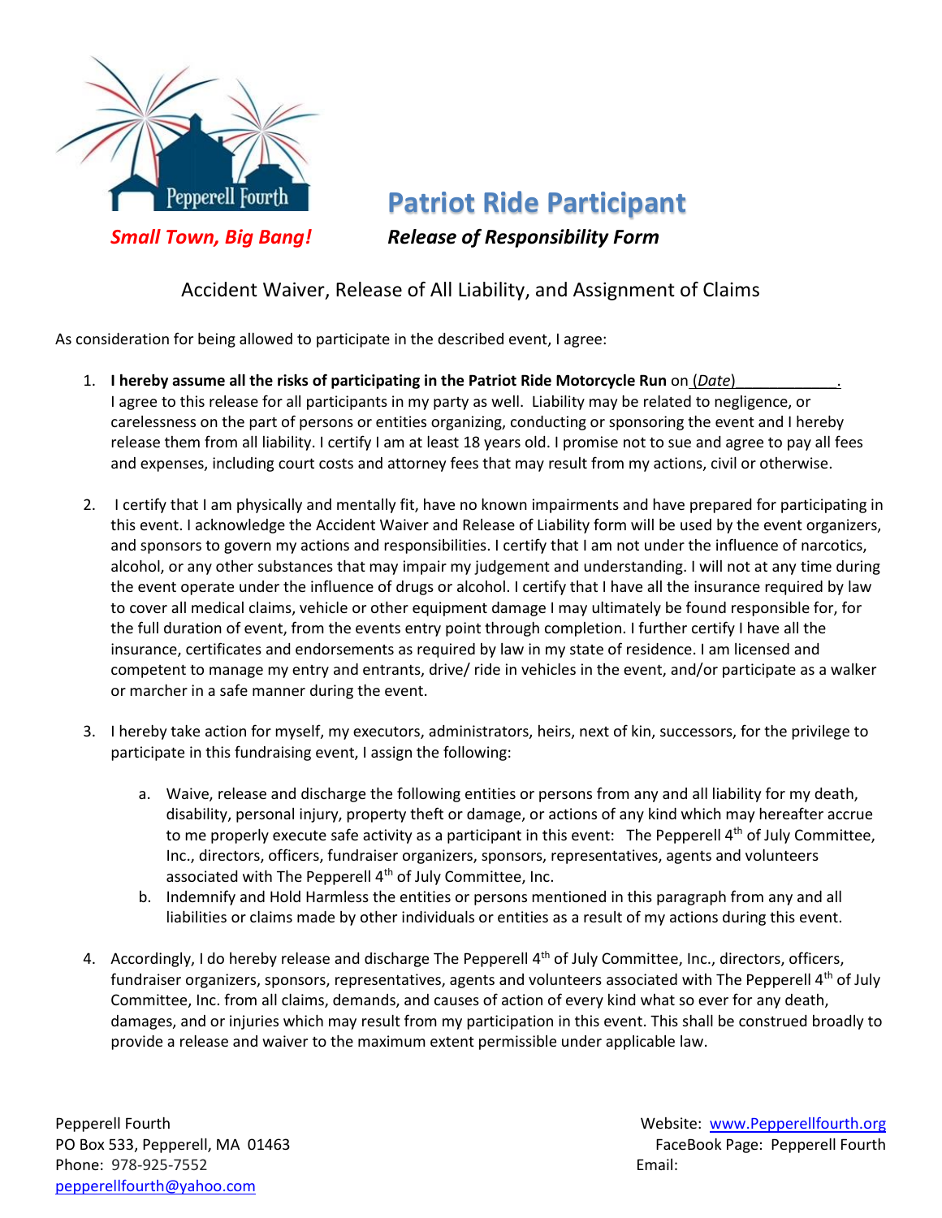Pepperell Fourth

*Small Town, Big Bang!*

# Patriot Ride Participant

***Release of Responsibility Form***

## Accident Waiver, Release of All Liability, and Assignment of Claims

As consideration for being allowed to participate in the described event, I agree:

1. **I hereby assume all the risks of participating in the Patriot Ride Motorcycle Run** on (*Date*)____________.
   I agree to this release for all participants in my party as well. Liability may be related to negligence, or carelessness on the part of persons or entities organizing, conducting or sponsoring the event and I hereby release them from all liability. I certify I am at least 18 years old. I promise not to sue and agree to pay all fees and expenses, including court costs and attorney fees that may result from my actions, civil or otherwise.

2. I certify that I am physically and mentally fit, have no known impairments and have prepared for participating in this event. I acknowledge the Accident Waiver and Release of Liability form will be used by the event organizers, and sponsors to govern my actions and responsibilities. I certify that I am not under the influence of narcotics, alcohol, or any other substances that may impair my judgement and understanding. I will not at any time during the event operate under the influence of drugs or alcohol. I certify that I have all the insurance required by law to cover all medical claims, vehicle or other equipment damage I may ultimately be found responsible for, for the full duration of event, from the events entry point through completion. I further certify I have all the insurance, certificates and endorsements as required by law in my state of residence. I am licensed and competent to manage my entry and entrants, drive/ ride in vehicles in the event, and/or participate as a walker or marcher in a safe manner during the event.

3. I hereby take action for myself, my executors, administrators, heirs, next of kin, successors, for the privilege to participate in this fundraising event, I assign the following:

   a. Waive, release and discharge the following entities or persons from any and all liability for my death, disability, personal injury, property theft or damage, or actions of any kind which may hereafter accrue to me properly execute safe activity as a participant in this event: The Pepperell 4th of July Committee, Inc., directors, officers, fundraiser organizers, sponsors, representatives, agents and volunteers associated with The Pepperell 4th of July Committee, Inc.

   b. Indemnify and Hold Harmless the entities or persons mentioned in this paragraph from any and all liabilities or claims made by other individuals or entities as a result of my actions during this event.

4. Accordingly, I do hereby release and discharge The Pepperell 4th of July Committee, Inc., directors, officers, fundraiser organizers, sponsors, representatives, agents and volunteers associated with The Pepperell 4th of July Committee, Inc. from all claims, demands, and causes of action of every kind what so ever for any death, damages, and or injuries which may result from my participation in this event. This shall be construed broadly to provide a release and waiver to the maximum extent permissible under applicable law.

Pepperell Fourth
PO Box 533, Pepperell, MA 01463
Phone: 978-925-7552
Email: pepperellfourth@yahoo.com

Website: www.Pepperellfourth.org
FaceBook Page: Pepperell Fourth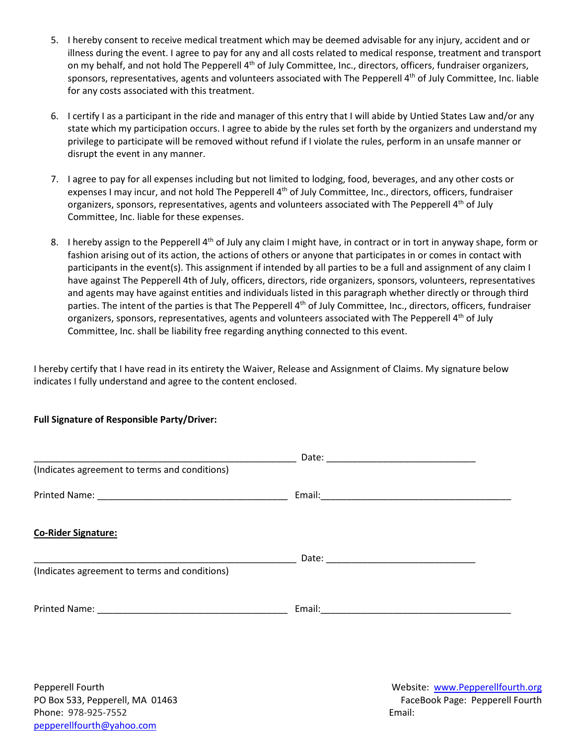5. I hereby consent to receive medical treatment which may be deemed advisable for any injury, accident and or illness during the event. I agree to pay for any and all costs related to medical response, treatment and transport on my behalf, and not hold The Pepperell 4th of July Committee, Inc., directors, officers, fundraiser organizers, sponsors, representatives, agents and volunteers associated with The Pepperell 4th of July Committee, Inc. liable for any costs associated with this treatment.

6. I certify I as a participant in the ride and manager of this entry that I will abide by Untied States Law and/or any state which my participation occurs. I agree to abide by the rules set forth by the organizers and understand my privilege to participate will be removed without refund if I violate the rules, perform in an unsafe manner or disrupt the event in any manner.

7. I agree to pay for all expenses including but not limited to lodging, food, beverages, and any other costs or expenses I may incur, and not hold The Pepperell 4th of July Committee, Inc., directors, officers, fundraiser organizers, sponsors, representatives, agents and volunteers associated with The Pepperell 4th of July Committee, Inc. liable for these expenses.

8. I hereby assign to the Pepperell 4th of July any claim I might have, in contract or in tort in anyway shape, form or fashion arising out of its action, the actions of others or anyone that participates in or comes in contact with participants in the event(s). This assignment if intended by all parties to be a full and assignment of any claim I have against The Pepperell 4th of July, officers, directors, ride organizers, sponsors, volunteers, representatives and agents may have against entities and individuals listed in this paragraph whether directly or through third parties. The intent of the parties is that The Pepperell 4th of July Committee, Inc., directors, officers, fundraiser organizers, sponsors, representatives, agents and volunteers associated with The Pepperell 4th of July Committee, Inc. shall be liability free regarding anything connected to this event.

I hereby certify that I have read in its entirety the Waiver, Release and Assignment of Claims. My signature below indicates I fully understand and agree to the content enclosed.

**Full Signature of Responsible Party/Driver:**

_____________________________________________ Date: ___________________________

(Indicates agreement to terms and conditions)

Printed Name: ________________________________ Email:___________________________________

**Co-Rider Signature:**

_____________________________________________ Date: ___________________________

(Indicates agreement to terms and conditions)

Printed Name: ________________________________ Email:___________________________________

Pepperell Fourth
PO Box 533, Pepperell, MA 01463
Phone: 978-925-7552
pepperellfourth@yahoo.com

Website: www.Pepperellfourth.org
FaceBook Page: Pepperell Fourth
Email: